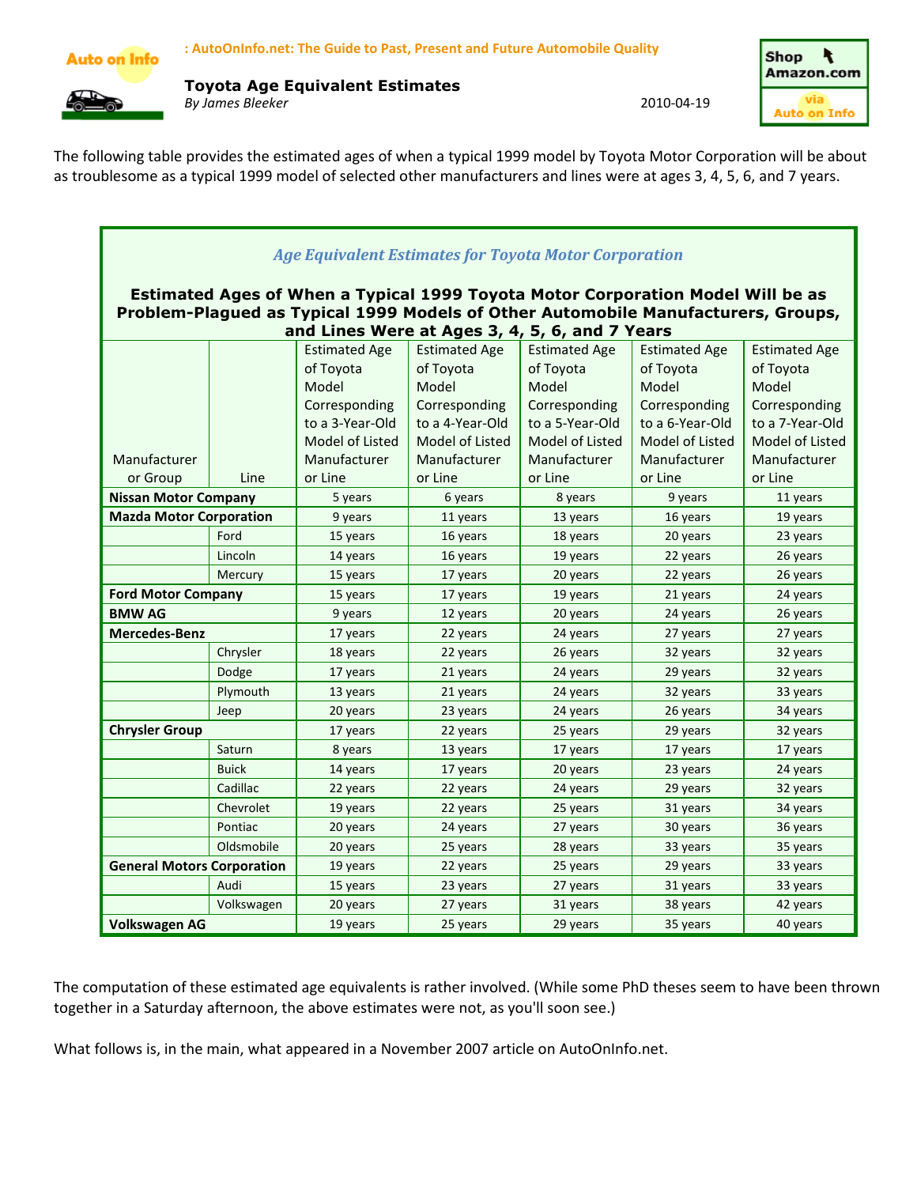: AutoOnInfo.net: The Guide to Past, Present and Future Automobile Quality

# Toyota Age Equivalent Estimates

*By James Bleeker*

2010-04-19

Shop Amazon.com via Auto on Info

The following table provides the estimated ages of when a typical 1999 model by Toyota Motor Corporation will be about as troublesome as a typical 1999 model of selected other manufacturers and lines were at ages 3, 4, 5, 6, and 7 years.

***Age Equivalent Estimates for Toyota Motor Corporation***

**Estimated Ages of When a Typical 1999 Toyota Motor Corporation Model Will be as Problem-Plagued as Typical 1999 Models of Other Automobile Manufacturers, Groups, and Lines Were at Ages 3, 4, 5, 6, and 7 Years**

| Manufacturer or Group | Line | Estimated Age of Toyota Model Corresponding to a 3-Year-Old Model of Listed Manufacturer or Line | Estimated Age of Toyota Model Corresponding to a 4-Year-Old Model of Listed Manufacturer or Line | Estimated Age of Toyota Model Corresponding to a 5-Year-Old Model of Listed Manufacturer or Line | Estimated Age of Toyota Model Corresponding to a 6-Year-Old Model of Listed Manufacturer or Line | Estimated Age of Toyota Model Corresponding to a 7-Year-Old Model of Listed Manufacturer or Line |
|---|---|---|---|---|---|---|
| **Nissan Motor Company** | | 5 years | 6 years | 8 years | 9 years | 11 years |
| **Mazda Motor Corporation** | | 9 years | 11 years | 13 years | 16 years | 19 years |
| | Ford | 15 years | 16 years | 18 years | 20 years | 23 years |
| | Lincoln | 14 years | 16 years | 19 years | 22 years | 26 years |
| | Mercury | 15 years | 17 years | 20 years | 22 years | 26 years |
| **Ford Motor Company** | | 15 years | 17 years | 19 years | 21 years | 24 years |
| **BMW AG** | | 9 years | 12 years | 20 years | 24 years | 26 years |
| **Mercedes-Benz** | | 17 years | 22 years | 24 years | 27 years | 27 years |
| | Chrysler | 18 years | 22 years | 26 years | 32 years | 32 years |
| | Dodge | 17 years | 21 years | 24 years | 29 years | 32 years |
| | Plymouth | 13 years | 21 years | 24 years | 32 years | 33 years |
| | Jeep | 20 years | 23 years | 24 years | 26 years | 34 years |
| **Chrysler Group** | | 17 years | 22 years | 25 years | 29 years | 32 years |
| | Saturn | 8 years | 13 years | 17 years | 17 years | 17 years |
| | Buick | 14 years | 17 years | 20 years | 23 years | 24 years |
| | Cadillac | 22 years | 22 years | 24 years | 29 years | 32 years |
| | Chevrolet | 19 years | 22 years | 25 years | 31 years | 34 years |
| | Pontiac | 20 years | 24 years | 27 years | 30 years | 36 years |
| | Oldsmobile | 20 years | 25 years | 28 years | 33 years | 35 years |
| **General Motors Corporation** | | 19 years | 22 years | 25 years | 29 years | 33 years |
| | Audi | 15 years | 23 years | 27 years | 31 years | 33 years |
| | Volkswagen | 20 years | 27 years | 31 years | 38 years | 42 years |
| **Volkswagen AG** | | 19 years | 25 years | 29 years | 35 years | 40 years |

The computation of these estimated age equivalents is rather involved. (While some PhD theses seem to have been thrown together in a Saturday afternoon, the above estimates were not, as you'll soon see.)

What follows is, in the main, what appeared in a November 2007 article on AutoOnInfo.net.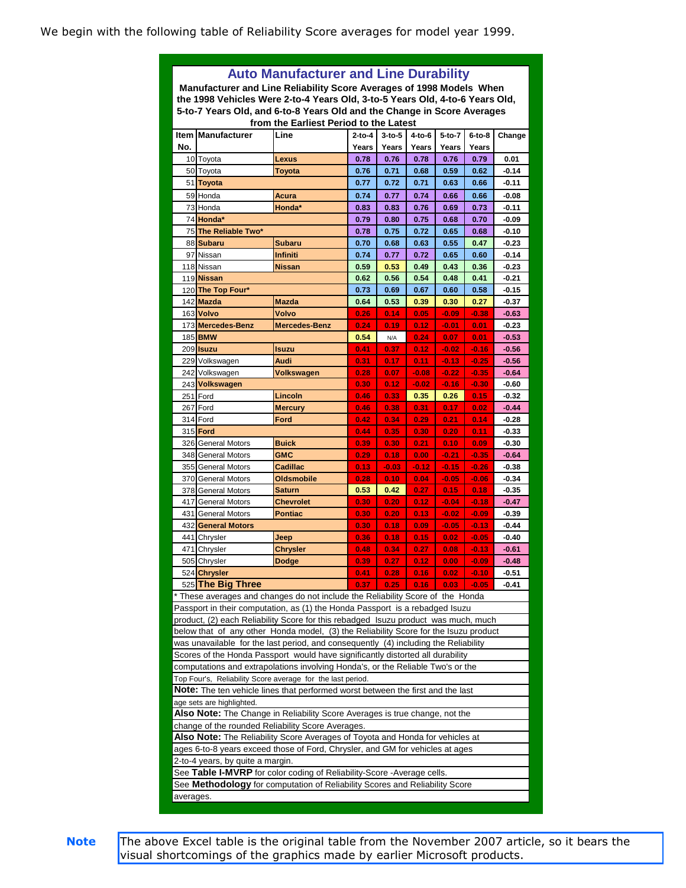We begin with the following table of Reliability Score averages for model year 1999.

## Auto Manufacturer and Line Durability

**Manufacturer and Line Reliability Score Averages of 1998 Models When the 1998 Vehicles Were 2-to-4 Years Old, 3-to-5 Years Old, 4-to-6 Years Old, 5-to-7 Years Old, and 6-to-8 Years Old and the Change in Score Averages from the Earliest Period to the Latest**

| Item No. | Manufacturer | Line | 2-to-4 Years | 3-to-5 Years | 4-to-6 Years | 5-to-7 Years | 6-to-8 Years | Change |
|---|---|---|---|---|---|---|---|---|
| 10 | Toyota | **Lexus** | 0.78 | 0.76 | 0.78 | 0.76 | 0.79 | 0.01 |
| 50 | Toyota | **Toyota** | 0.76 | 0.71 | 0.68 | 0.59 | 0.62 | -0.14 |
| 51 | **Toyota** | | 0.77 | 0.72 | 0.71 | 0.63 | 0.66 | -0.11 |
| 59 | Honda | **Acura** | 0.74 | 0.77 | 0.74 | 0.66 | 0.66 | -0.08 |
| 73 | Honda | **Honda*** | 0.83 | 0.83 | 0.76 | 0.69 | 0.73 | -0.11 |
| 74 | **Honda*** | | 0.79 | 0.80 | 0.75 | 0.68 | 0.70 | -0.09 |
| 75 | **The Reliable Two*** | | 0.78 | 0.75 | 0.72 | 0.65 | 0.68 | -0.10 |
| 88 | **Subaru** | **Subaru** | 0.70 | 0.68 | 0.63 | 0.55 | 0.47 | -0.23 |
| 97 | Nissan | **Infiniti** | 0.74 | 0.77 | 0.72 | 0.65 | 0.60 | -0.14 |
| 118 | Nissan | **Nissan** | 0.59 | 0.53 | 0.49 | 0.43 | 0.36 | -0.23 |
| 119 | **Nissan** | | 0.62 | 0.56 | 0.54 | 0.48 | 0.41 | -0.21 |
| 120 | **The Top Four*** | | 0.73 | 0.69 | 0.67 | 0.60 | 0.58 | -0.15 |
| 142 | **Mazda** | **Mazda** | 0.64 | 0.53 | 0.39 | 0.30 | 0.27 | -0.37 |
| 163 | **Volvo** | **Volvo** | 0.26 | 0.14 | 0.05 | -0.09 | -0.38 | -0.63 |
| 173 | **Mercedes-Benz** | **Mercedes-Benz** | 0.24 | 0.19 | 0.12 | -0.01 | 0.01 | -0.23 |
| 185 | **BMW** | | 0.54 | N/A | 0.24 | 0.07 | 0.01 | -0.53 |
| 209 | **Isuzu** | **Isuzu** | 0.41 | 0.37 | 0.12 | -0.02 | -0.16 | -0.56 |
| 229 | Volkswagen | **Audi** | 0.31 | 0.17 | 0.11 | -0.13 | -0.25 | -0.56 |
| 242 | Volkswagen | **Volkswagen** | 0.28 | 0.07 | -0.08 | -0.22 | -0.35 | -0.64 |
| 243 | **Volkswagen** | | 0.30 | 0.12 | -0.02 | -0.16 | -0.30 | -0.60 |
| 251 | Ford | **Lincoln** | 0.46 | 0.33 | 0.35 | 0.26 | 0.15 | -0.32 |
| 267 | Ford | **Mercury** | 0.46 | 0.38 | 0.31 | 0.17 | 0.02 | -0.44 |
| 314 | Ford | **Ford** | 0.42 | 0.34 | 0.29 | 0.21 | 0.14 | -0.28 |
| 315 | **Ford** | | 0.44 | 0.35 | 0.30 | 0.20 | 0.11 | -0.33 |
| 326 | General Motors | **Buick** | 0.39 | 0.30 | 0.21 | 0.10 | 0.09 | -0.30 |
| 348 | General Motors | **GMC** | 0.29 | 0.18 | 0.00 | -0.21 | -0.35 | -0.64 |
| 355 | General Motors | **Cadillac** | 0.13 | -0.03 | -0.12 | -0.15 | -0.26 | -0.38 |
| 370 | General Motors | **Oldsmobile** | 0.28 | 0.10 | 0.04 | -0.05 | -0.06 | -0.34 |
| 378 | General Motors | **Saturn** | 0.53 | 0.42 | 0.27 | 0.15 | 0.18 | -0.35 |
| 417 | General Motors | **Chevrolet** | 0.30 | 0.20 | 0.12 | -0.04 | -0.18 | -0.47 |
| 431 | General Motors | **Pontiac** | 0.30 | 0.20 | 0.13 | -0.02 | -0.09 | -0.39 |
| 432 | **General Motors** | | 0.30 | 0.18 | 0.09 | -0.05 | -0.13 | -0.44 |
| 441 | Chrysler | **Jeep** | 0.36 | 0.18 | 0.15 | 0.02 | -0.05 | -0.40 |
| 471 | Chrysler | **Chrysler** | 0.48 | 0.34 | 0.27 | 0.08 | -0.13 | -0.61 |
| 505 | Chrysler | **Dodge** | 0.39 | 0.27 | 0.12 | 0.00 | -0.09 | -0.48 |
| 524 | **Chrysler** | | 0.41 | 0.28 | 0.16 | 0.02 | -0.10 | -0.51 |
| 525 | **The Big Three** | | 0.37 | 0.25 | 0.16 | 0.03 | -0.05 | -0.41 |

\* These averages and changes do not include the Reliability Score of the Honda Passport in their computation, as (1) the Honda Passport is a rebadged Isuzu product, (2) each Reliability Score for this rebadged Isuzu product was much, much below that of any other Honda model, (3) the Reliability Score for the Isuzu product was unavailable for the last period, and consequently (4) including the Reliability Scores of the Honda Passport would have significantly distorted all durability computations and extrapolations involving Honda's, or the Reliable Two's or the Top Four's, Reliability Score average for the last period.

**Note:** The ten vehicle lines that performed worst between the first and the last age sets are highlighted.

**Also Note:** The Change in Reliability Score Averages is true change, not the change of the rounded Reliability Score Averages.

**Also Note:** The Reliability Score Averages of Toyota and Honda for vehicles at ages 6-to-8 years exceed those of Ford, Chrysler, and GM for vehicles at ages 2-to-4 years, by quite a margin.

See **Table I-MVRP** for color coding of Reliability-Score -Average cells.

See **Methodology** for computation of Reliability Scores and Reliability Score averages.

**Note** The above Excel table is the original table from the November 2007 article, so it bears the visual shortcomings of the graphics made by earlier Microsoft products.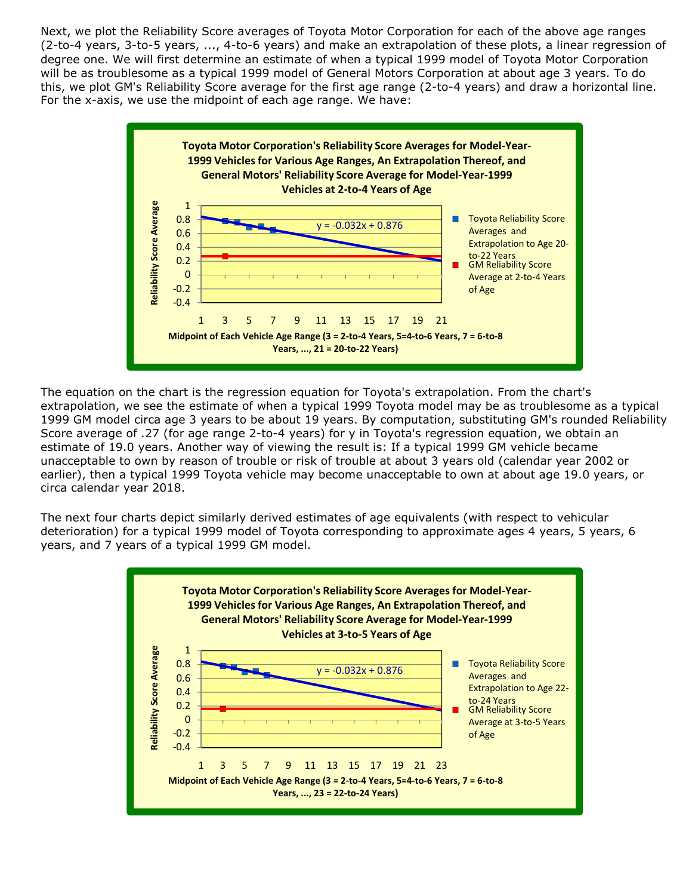Next, we plot the Reliability Score averages of Toyota Motor Corporation for each of the above age ranges (2-to-4 years, 3-to-5 years, ..., 4-to-6 years) and make an extrapolation of these plots, a linear regression of degree one. We will first determine an estimate of when a typical 1999 model of Toyota Motor Corporation will be as troublesome as a typical 1999 model of General Motors Corporation at about age 3 years. To do this, we plot GM's Reliability Score average for the first age range (2-to-4 years) and draw a horizontal line. For the x-axis, we use the midpoint of each age range. We have:

**Toyota Motor Corporation's Reliability Score Averages for Model-Year-1999 Vehicles for Various Age Ranges, An Extrapolation Thereof, and General Motors' Reliability Score Average for Model-Year-1999 Vehicles at 2-to-4 Years of Age**

$y = -0.032x + 0.876$

Legend: Toyota Reliability Score Averages and Extrapolation to Age 20-to-22 Years; GM Reliability Score Average at 2-to-4 Years of Age

Y-axis: Reliability Score Average (-0.4 to 1)

X-axis: Midpoint of Each Vehicle Age Range (3 = 2-to-4 Years, 5=4-to-6 Years, 7 = 6-to-8 Years, ..., 21 = 20-to-22 Years)

The equation on the chart is the regression equation for Toyota's extrapolation. From the chart's extrapolation, we see the estimate of when a typical 1999 Toyota model may be as troublesome as a typical 1999 GM model circa age 3 years to be about 19 years. By computation, substituting GM's rounded Reliability Score average of .27 (for age range 2-to-4 years) for y in Toyota's regression equation, we obtain an estimate of 19.0 years. Another way of viewing the result is: If a typical 1999 GM vehicle became unacceptable to own by reason of trouble or risk of trouble at about 3 years old (calendar year 2002 or earlier), then a typical 1999 Toyota vehicle may become unacceptable to own at about age 19.0 years, or circa calendar year 2018.

The next four charts depict similarly derived estimates of age equivalents (with respect to vehicular deterioration) for a typical 1999 model of Toyota corresponding to approximate ages 4 years, 5 years, 6 years, and 7 years of a typical 1999 GM model.

**Toyota Motor Corporation's Reliability Score Averages for Model-Year-1999 Vehicles for Various Age Ranges, An Extrapolation Thereof, and General Motors' Reliability Score Average for Model-Year-1999 Vehicles at 3-to-5 Years of Age**

$y = -0.032x + 0.876$

Legend: Toyota Reliability Score Averages and Extrapolation to Age 22-to-24 Years; GM Reliability Score Average at 3-to-5 Years of Age

Y-axis: Reliability Score Average (-0.4 to 1)

X-axis: Midpoint of Each Vehicle Age Range (3 = 2-to-4 Years, 5=4-to-6 Years, 7 = 6-to-8 Years, ..., 23 = 22-to-24 Years)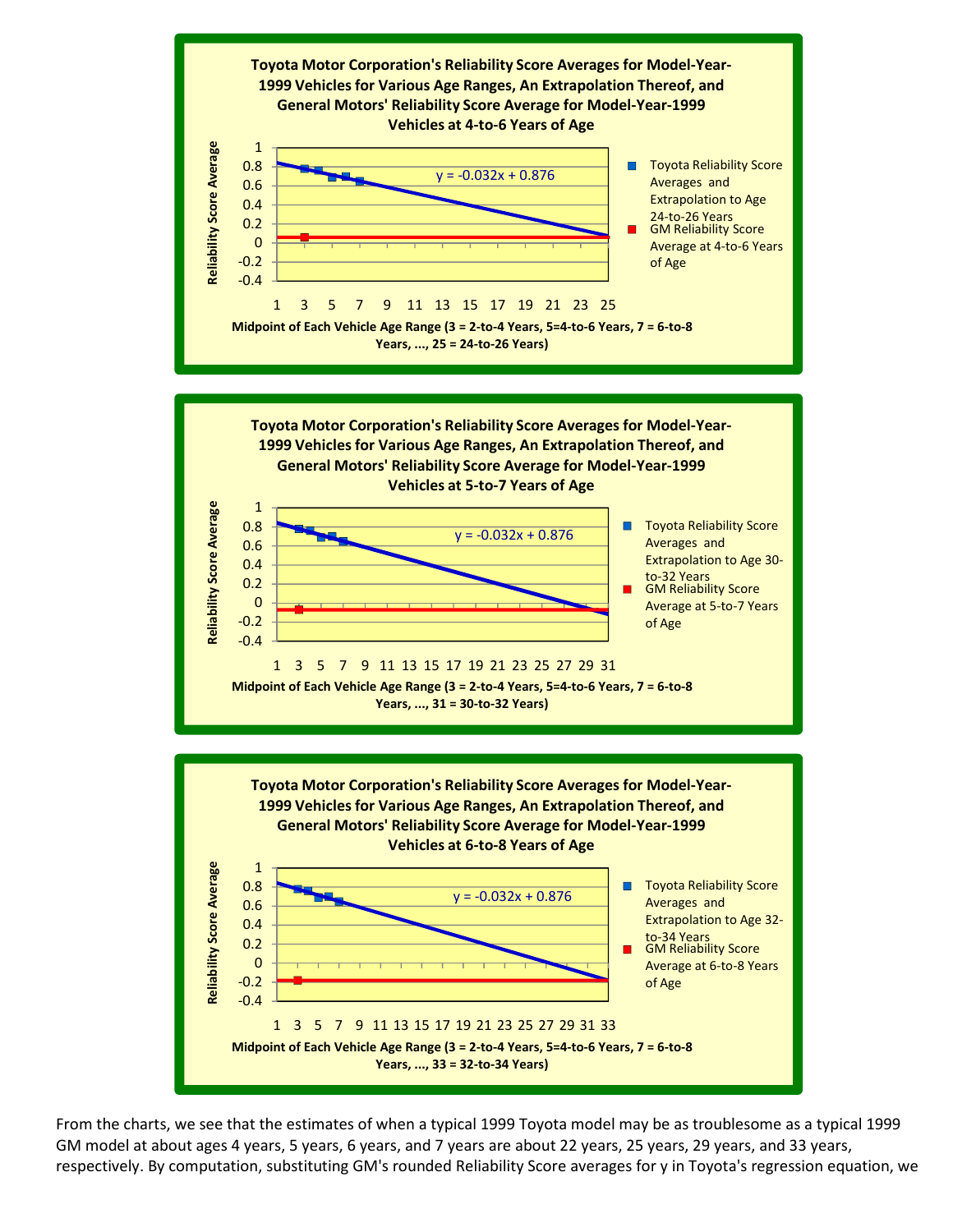**Toyota Motor Corporation's Reliability Score Averages for Model-Year-1999 Vehicles for Various Age Ranges, An Extrapolation Thereof, and General Motors' Reliability Score Average for Model-Year-1999 Vehicles at 4-to-6 Years of Age**

Reliability Score Average

$y = -0.032x + 0.876$

- Toyota Reliability Score Averages and Extrapolation to Age 24-to-26 Years
- GM Reliability Score Average at 4-to-6 Years of Age

Midpoint of Each Vehicle Age Range (3 = 2-to-4 Years, 5=4-to-6 Years, 7 = 6-to-8 Years, ..., 25 = 24-to-26 Years)

**Toyota Motor Corporation's Reliability Score Averages for Model-Year-1999 Vehicles for Various Age Ranges, An Extrapolation Thereof, and General Motors' Reliability Score Average for Model-Year-1999 Vehicles at 5-to-7 Years of Age**

Reliability Score Average

$y = -0.032x + 0.876$

- Toyota Reliability Score Averages and Extrapolation to Age 30-to-32 Years
- GM Reliability Score Average at 5-to-7 Years of Age

Midpoint of Each Vehicle Age Range (3 = 2-to-4 Years, 5=4-to-6 Years, 7 = 6-to-8 Years, ..., 31 = 30-to-32 Years)

**Toyota Motor Corporation's Reliability Score Averages for Model-Year-1999 Vehicles for Various Age Ranges, An Extrapolation Thereof, and General Motors' Reliability Score Average for Model-Year-1999 Vehicles at 6-to-8 Years of Age**

Reliability Score Average

$y = -0.032x + 0.876$

- Toyota Reliability Score Averages and Extrapolation to Age 32-to-34 Years
- GM Reliability Score Average at 6-to-8 Years of Age

Midpoint of Each Vehicle Age Range (3 = 2-to-4 Years, 5=4-to-6 Years, 7 = 6-to-8 Years, ..., 33 = 32-to-34 Years)

From the charts, we see that the estimates of when a typical 1999 Toyota model may be as troublesome as a typical 1999 GM model at about ages 4 years, 5 years, 6 years, and 7 years are about 22 years, 25 years, 29 years, and 33 years, respectively. By computation, substituting GM's rounded Reliability Score averages for y in Toyota's regression equation, we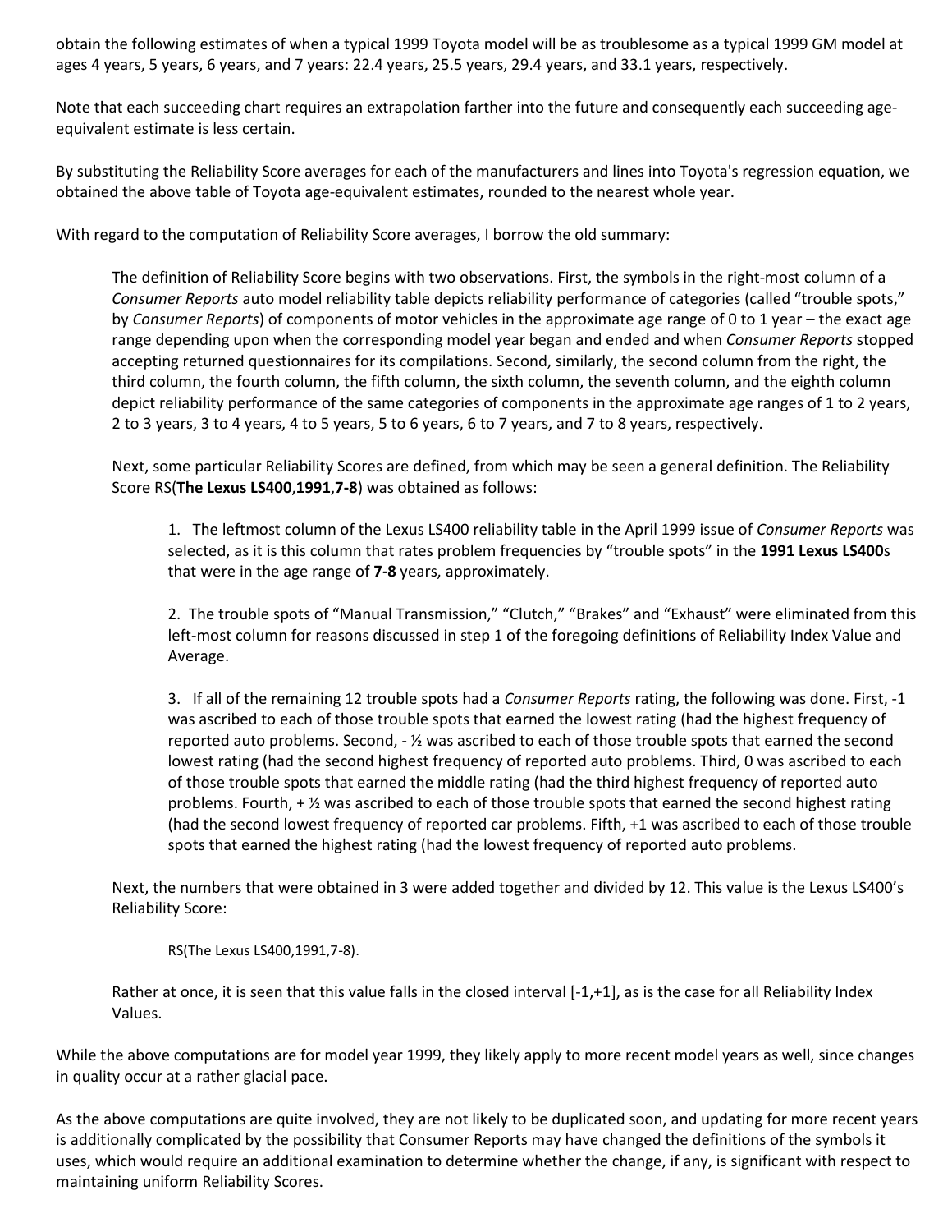obtain the following estimates of when a typical 1999 Toyota model will be as troublesome as a typical 1999 GM model at ages 4 years, 5 years, 6 years, and 7 years: 22.4 years, 25.5 years, 29.4 years, and 33.1 years, respectively.

Note that each succeeding chart requires an extrapolation farther into the future and consequently each succeeding age-equivalent estimate is less certain.

By substituting the Reliability Score averages for each of the manufacturers and lines into Toyota's regression equation, we obtained the above table of Toyota age-equivalent estimates, rounded to the nearest whole year.

With regard to the computation of Reliability Score averages, I borrow the old summary:

> The definition of Reliability Score begins with two observations. First, the symbols in the right-most column of a *Consumer Reports* auto model reliability table depicts reliability performance of categories (called "trouble spots," by *Consumer Reports*) of components of motor vehicles in the approximate age range of 0 to 1 year – the exact age range depending upon when the corresponding model year began and ended and when *Consumer Reports* stopped accepting returned questionnaires for its compilations. Second, similarly, the second column from the right, the third column, the fourth column, the fifth column, the sixth column, the seventh column, and the eighth column depict reliability performance of the same categories of components in the approximate age ranges of 1 to 2 years, 2 to 3 years, 3 to 4 years, 4 to 5 years, 5 to 6 years, 6 to 7 years, and 7 to 8 years, respectively.
>
> Next, some particular Reliability Scores are defined, from which may be seen a general definition. The Reliability Score RS(**The Lexus LS400**,**1991**,**7-8**) was obtained as follows:
>
> > 1. The leftmost column of the Lexus LS400 reliability table in the April 1999 issue of *Consumer Reports* was selected, as it is this column that rates problem frequencies by "trouble spots" in the **1991 Lexus LS400**s that were in the age range of **7-8** years, approximately.
> >
> > 2. The trouble spots of "Manual Transmission," "Clutch," "Brakes" and "Exhaust" were eliminated from this left-most column for reasons discussed in step 1 of the foregoing definitions of Reliability Index Value and Average.
> >
> > 3. If all of the remaining 12 trouble spots had a *Consumer Reports* rating, the following was done. First, -1 was ascribed to each of those trouble spots that earned the lowest rating (had the highest frequency of reported auto problems. Second, - ½ was ascribed to each of those trouble spots that earned the second lowest rating (had the second highest frequency of reported auto problems. Third, 0 was ascribed to each of those trouble spots that earned the middle rating (had the third highest frequency of reported auto problems. Fourth, + ½ was ascribed to each of those trouble spots that earned the second highest rating (had the second lowest frequency of reported car problems. Fifth, +1 was ascribed to each of those trouble spots that earned the highest rating (had the lowest frequency of reported auto problems.
>
> Next, the numbers that were obtained in 3 were added together and divided by 12. This value is the Lexus LS400's Reliability Score:
>
> > RS(The Lexus LS400,1991,7-8).
>
> Rather at once, it is seen that this value falls in the closed interval [-1,+1], as is the case for all Reliability Index Values.

While the above computations are for model year 1999, they likely apply to more recent model years as well, since changes in quality occur at a rather glacial pace.

As the above computations are quite involved, they are not likely to be duplicated soon, and updating for more recent years is additionally complicated by the possibility that Consumer Reports may have changed the definitions of the symbols it uses, which would require an additional examination to determine whether the change, if any, is significant with respect to maintaining uniform Reliability Scores.